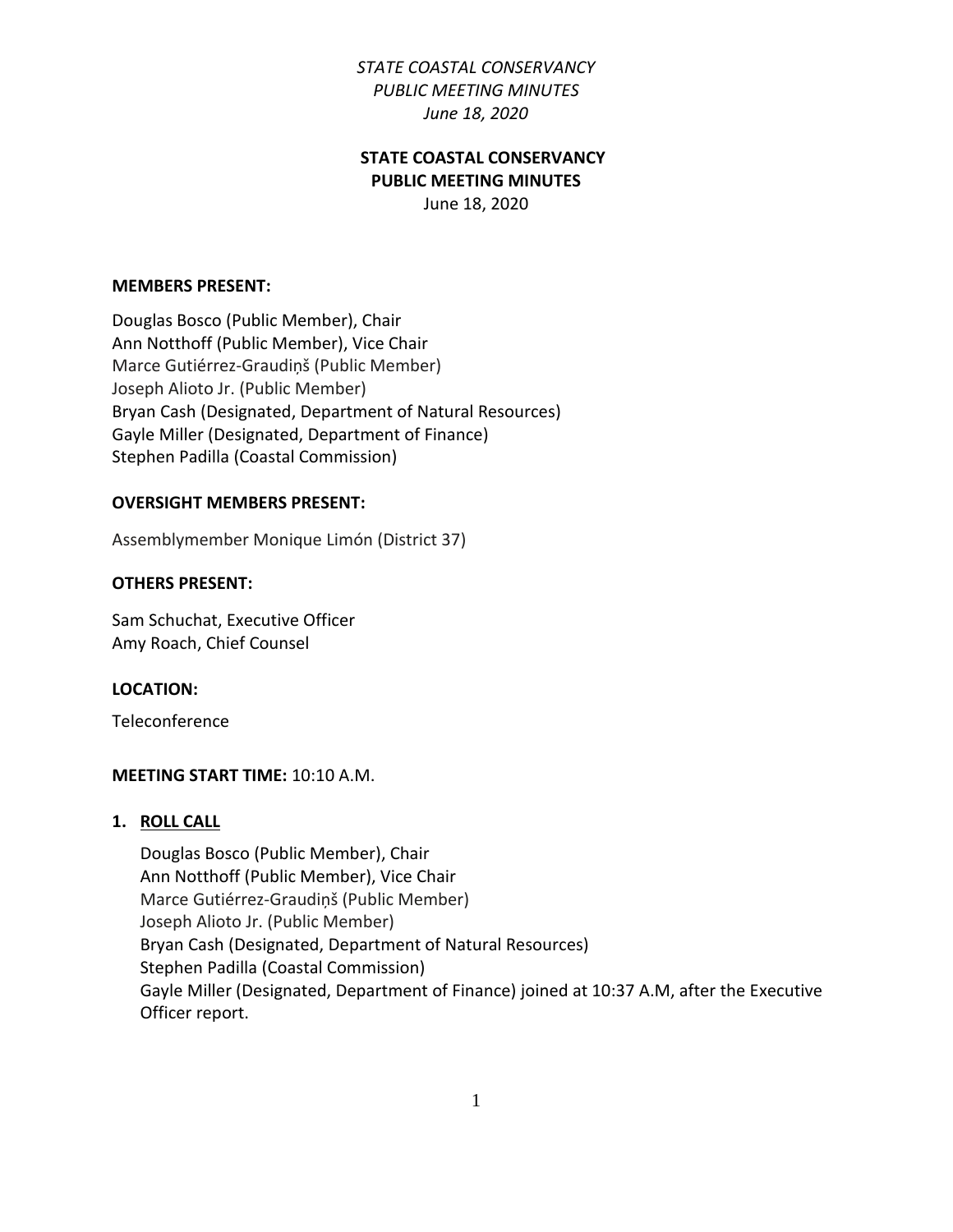# STATE COASTAL CONSERVANCY PUBLIC MEETING MINUTES

June 18, 2020

**MEMBERS PRESENT:**

Douglas Bosco (Public Member), Chair
Ann Notthoff (Public Member), Vice Chair
Marce Gutiérrez-Graudiņš (Public Member)
Joseph Alioto Jr. (Public Member)
Bryan Cash (Designated, Department of Natural Resources)
Gayle Miller (Designated, Department of Finance)
Stephen Padilla (Coastal Commission)

**OVERSIGHT MEMBERS PRESENT:**

Assemblymember Monique Limón (District 37)

**OTHERS PRESENT:**

Sam Schuchat, Executive Officer
Amy Roach, Chief Counsel

**LOCATION:**

Teleconference

**MEETING START TIME:** 10:10 A.M.

1. **ROLL CALL**

   Douglas Bosco (Public Member), Chair
   Ann Notthoff (Public Member), Vice Chair
   Marce Gutiérrez-Graudiņš (Public Member)
   Joseph Alioto Jr. (Public Member)
   Bryan Cash (Designated, Department of Natural Resources)
   Stephen Padilla (Coastal Commission)
   Gayle Miller (Designated, Department of Finance) joined at 10:37 A.M, after the Executive Officer report.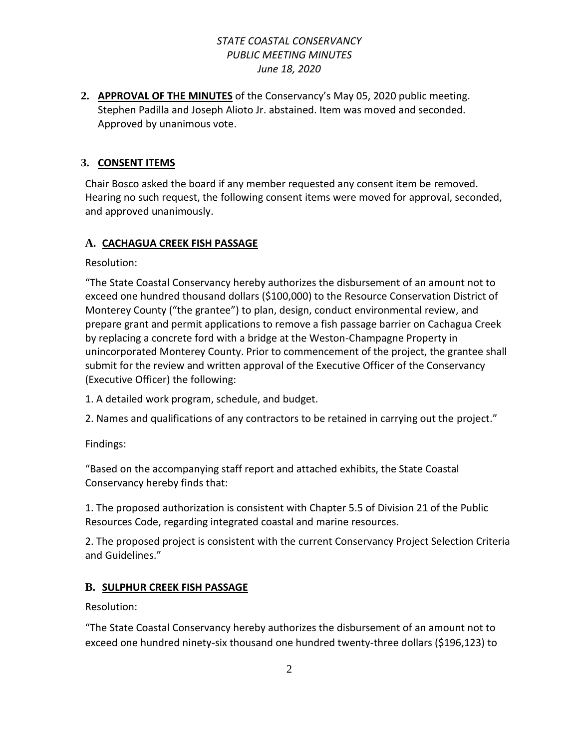2. **APPROVAL OF THE MINUTES** of the Conservancy's May 05, 2020 public meeting. Stephen Padilla and Joseph Alioto Jr. abstained. Item was moved and seconded. Approved by unanimous vote.

## 3. CONSENT ITEMS

Chair Bosco asked the board if any member requested any consent item be removed. Hearing no such request, the following consent items were moved for approval, seconded, and approved unanimously.

### A. CACHAGUA CREEK FISH PASSAGE

Resolution:

"The State Coastal Conservancy hereby authorizes the disbursement of an amount not to exceed one hundred thousand dollars ($100,000) to the Resource Conservation District of Monterey County ("the grantee") to plan, design, conduct environmental review, and prepare grant and permit applications to remove a fish passage barrier on Cachagua Creek by replacing a concrete ford with a bridge at the Weston-Champagne Property in unincorporated Monterey County. Prior to commencement of the project, the grantee shall submit for the review and written approval of the Executive Officer of the Conservancy (Executive Officer) the following:

1. A detailed work program, schedule, and budget.

2. Names and qualifications of any contractors to be retained in carrying out the project."

Findings:

"Based on the accompanying staff report and attached exhibits, the State Coastal Conservancy hereby finds that:

1. The proposed authorization is consistent with Chapter 5.5 of Division 21 of the Public Resources Code, regarding integrated coastal and marine resources.

2. The proposed project is consistent with the current Conservancy Project Selection Criteria and Guidelines."

### B. SULPHUR CREEK FISH PASSAGE

Resolution:

"The State Coastal Conservancy hereby authorizes the disbursement of an amount not to exceed one hundred ninety-six thousand one hundred twenty-three dollars ($196,123) to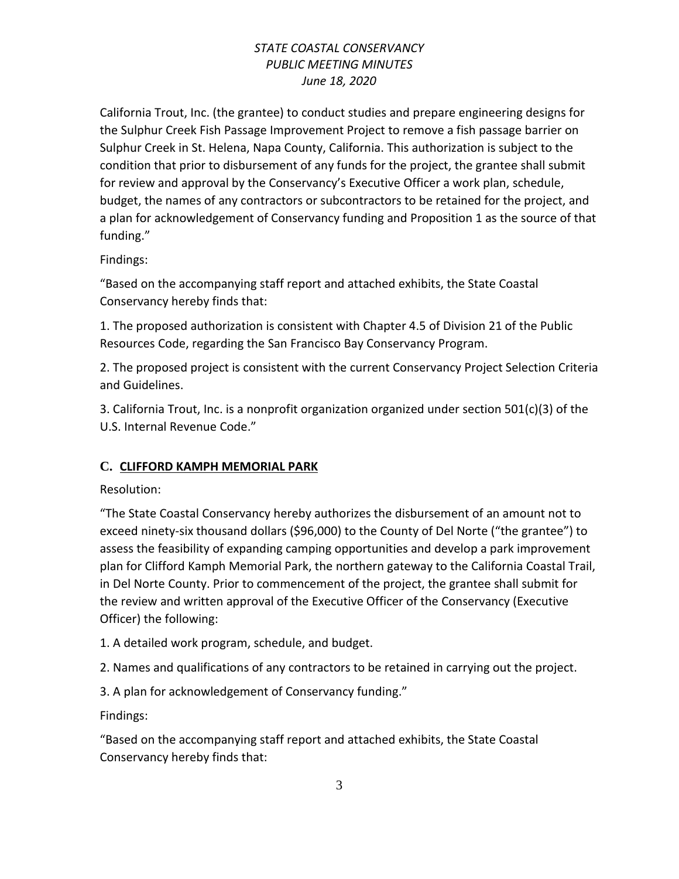California Trout, Inc. (the grantee) to conduct studies and prepare engineering designs for the Sulphur Creek Fish Passage Improvement Project to remove a fish passage barrier on Sulphur Creek in St. Helena, Napa County, California. This authorization is subject to the condition that prior to disbursement of any funds for the project, the grantee shall submit for review and approval by the Conservancy's Executive Officer a work plan, schedule, budget, the names of any contractors or subcontractors to be retained for the project, and a plan for acknowledgement of Conservancy funding and Proposition 1 as the source of that funding."

Findings:

"Based on the accompanying staff report and attached exhibits, the State Coastal Conservancy hereby finds that:

1. The proposed authorization is consistent with Chapter 4.5 of Division 21 of the Public Resources Code, regarding the San Francisco Bay Conservancy Program.

2. The proposed project is consistent with the current Conservancy Project Selection Criteria and Guidelines.

3. California Trout, Inc. is a nonprofit organization organized under section 501(c)(3) of the U.S. Internal Revenue Code."

## C. CLIFFORD KAMPH MEMORIAL PARK

Resolution:

"The State Coastal Conservancy hereby authorizes the disbursement of an amount not to exceed ninety-six thousand dollars ($96,000) to the County of Del Norte ("the grantee") to assess the feasibility of expanding camping opportunities and develop a park improvement plan for Clifford Kamph Memorial Park, the northern gateway to the California Coastal Trail, in Del Norte County. Prior to commencement of the project, the grantee shall submit for the review and written approval of the Executive Officer of the Conservancy (Executive Officer) the following:

1. A detailed work program, schedule, and budget.

2. Names and qualifications of any contractors to be retained in carrying out the project.

3. A plan for acknowledgement of Conservancy funding."

Findings:

"Based on the accompanying staff report and attached exhibits, the State Coastal Conservancy hereby finds that: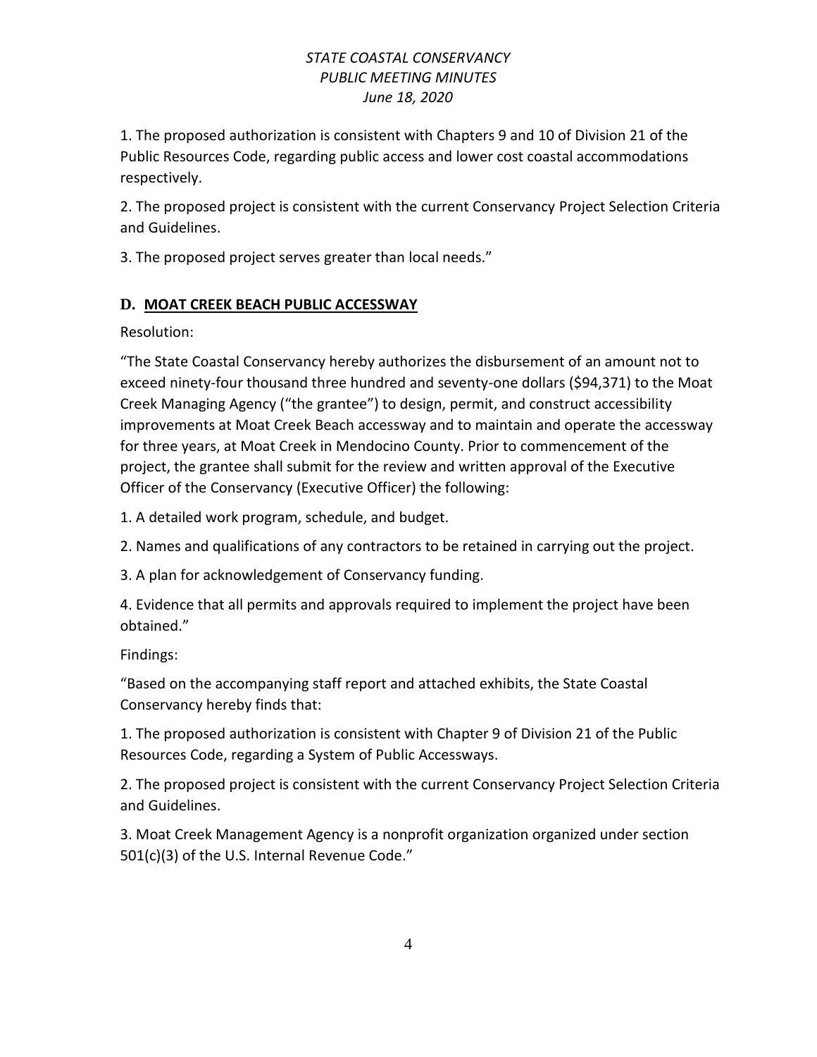1. The proposed authorization is consistent with Chapters 9 and 10 of Division 21 of the Public Resources Code, regarding public access and lower cost coastal accommodations respectively.

2. The proposed project is consistent with the current Conservancy Project Selection Criteria and Guidelines.

3. The proposed project serves greater than local needs."

### D. MOAT CREEK BEACH PUBLIC ACCESSWAY

Resolution:

"The State Coastal Conservancy hereby authorizes the disbursement of an amount not to exceed ninety-four thousand three hundred and seventy-one dollars ($94,371) to the Moat Creek Managing Agency ("the grantee") to design, permit, and construct accessibility improvements at Moat Creek Beach accessway and to maintain and operate the accessway for three years, at Moat Creek in Mendocino County. Prior to commencement of the project, the grantee shall submit for the review and written approval of the Executive Officer of the Conservancy (Executive Officer) the following:

1. A detailed work program, schedule, and budget.

2. Names and qualifications of any contractors to be retained in carrying out the project.

3. A plan for acknowledgement of Conservancy funding.

4. Evidence that all permits and approvals required to implement the project have been obtained."

Findings:

"Based on the accompanying staff report and attached exhibits, the State Coastal Conservancy hereby finds that:

1. The proposed authorization is consistent with Chapter 9 of Division 21 of the Public Resources Code, regarding a System of Public Accessways.

2. The proposed project is consistent with the current Conservancy Project Selection Criteria and Guidelines.

3. Moat Creek Management Agency is a nonprofit organization organized under section 501(c)(3) of the U.S. Internal Revenue Code."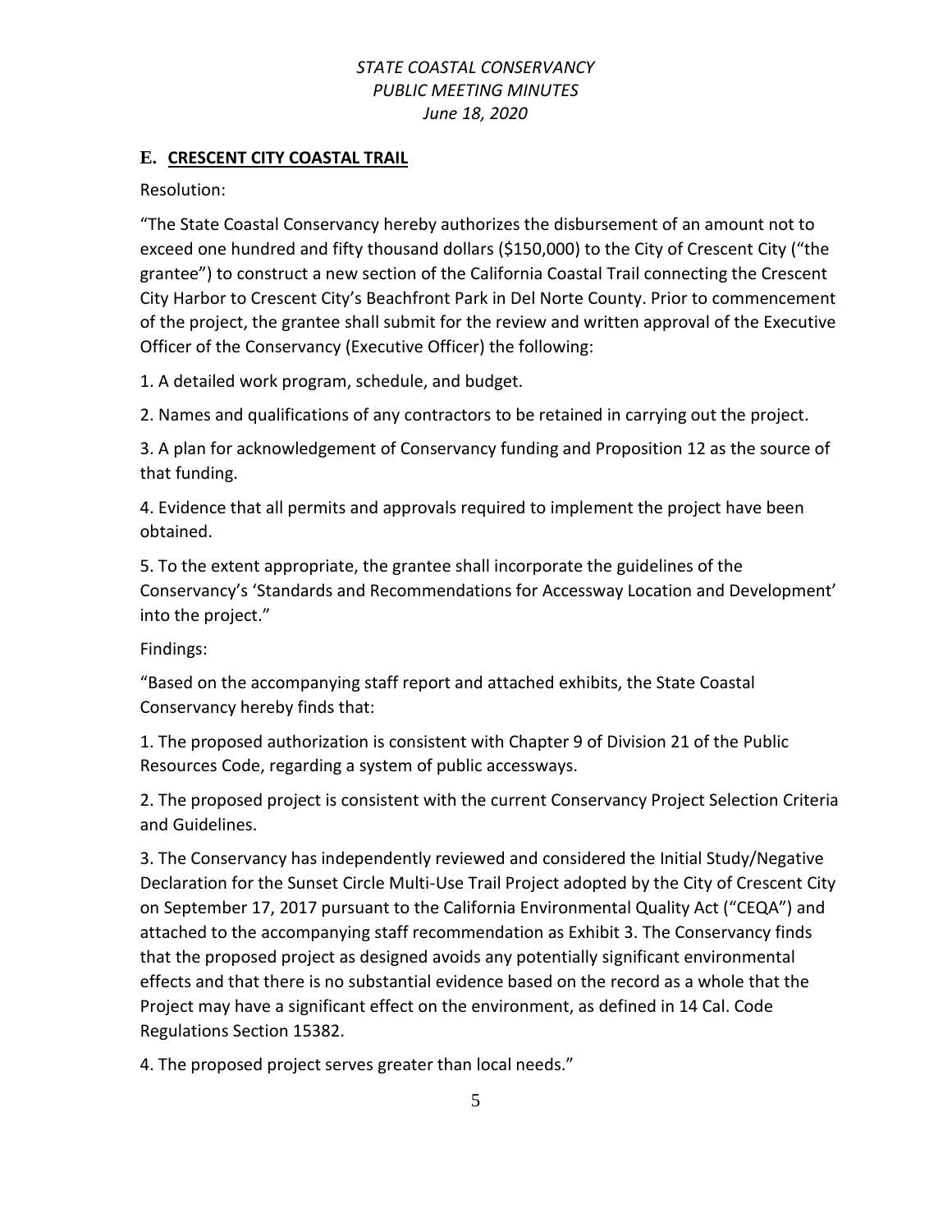## E. CRESCENT CITY COASTAL TRAIL

Resolution:

"The State Coastal Conservancy hereby authorizes the disbursement of an amount not to exceed one hundred and fifty thousand dollars ($150,000) to the City of Crescent City ("the grantee") to construct a new section of the California Coastal Trail connecting the Crescent City Harbor to Crescent City's Beachfront Park in Del Norte County. Prior to commencement of the project, the grantee shall submit for the review and written approval of the Executive Officer of the Conservancy (Executive Officer) the following:

1. A detailed work program, schedule, and budget.

2. Names and qualifications of any contractors to be retained in carrying out the project.

3. A plan for acknowledgement of Conservancy funding and Proposition 12 as the source of that funding.

4. Evidence that all permits and approvals required to implement the project have been obtained.

5. To the extent appropriate, the grantee shall incorporate the guidelines of the Conservancy's 'Standards and Recommendations for Accessway Location and Development' into the project."

Findings:

"Based on the accompanying staff report and attached exhibits, the State Coastal Conservancy hereby finds that:

1. The proposed authorization is consistent with Chapter 9 of Division 21 of the Public Resources Code, regarding a system of public accessways.

2. The proposed project is consistent with the current Conservancy Project Selection Criteria and Guidelines.

3. The Conservancy has independently reviewed and considered the Initial Study/Negative Declaration for the Sunset Circle Multi-Use Trail Project adopted by the City of Crescent City on September 17, 2017 pursuant to the California Environmental Quality Act ("CEQA") and attached to the accompanying staff recommendation as Exhibit 3. The Conservancy finds that the proposed project as designed avoids any potentially significant environmental effects and that there is no substantial evidence based on the record as a whole that the Project may have a significant effect on the environment, as defined in 14 Cal. Code Regulations Section 15382.

4. The proposed project serves greater than local needs."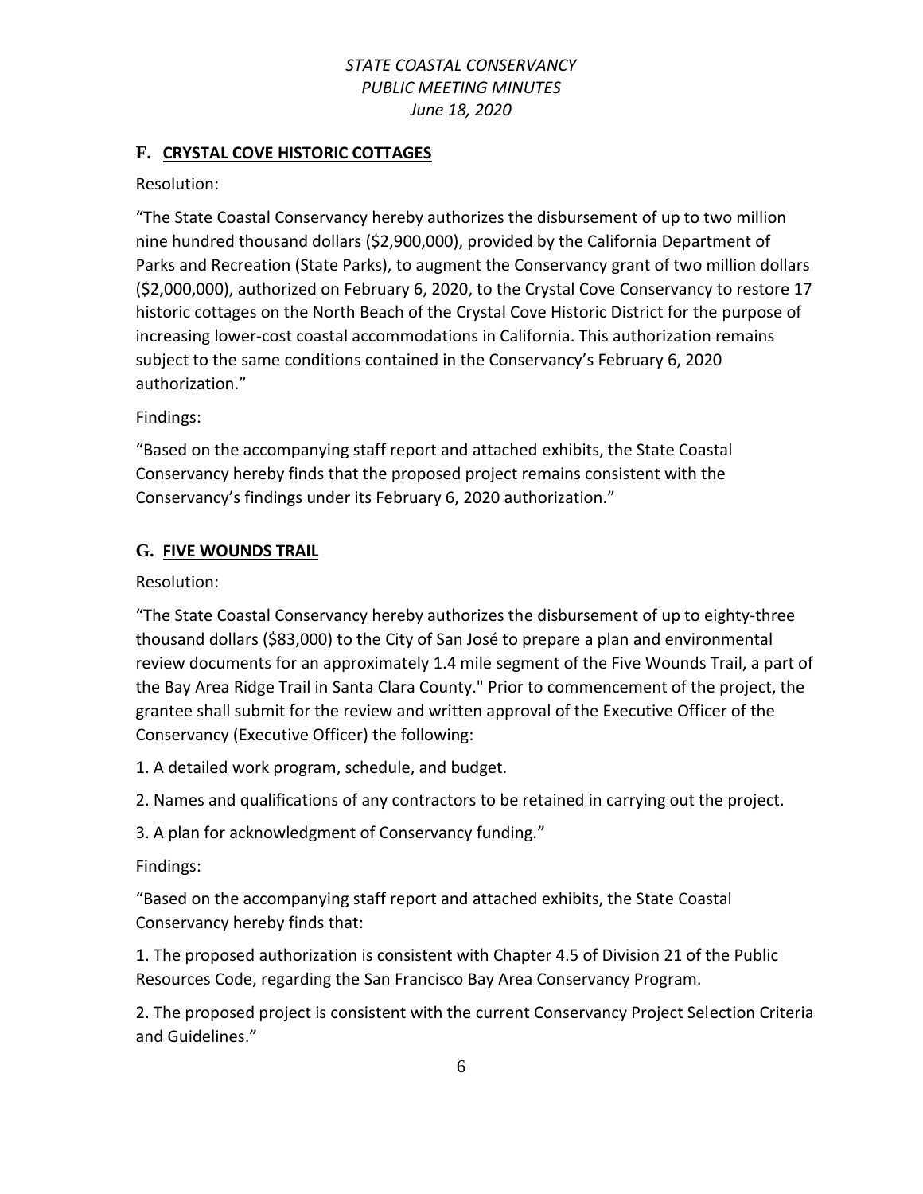## F. CRYSTAL COVE HISTORIC COTTAGES

Resolution:

“The State Coastal Conservancy hereby authorizes the disbursement of up to two million nine hundred thousand dollars ($2,900,000), provided by the California Department of Parks and Recreation (State Parks), to augment the Conservancy grant of two million dollars ($2,000,000), authorized on February 6, 2020, to the Crystal Cove Conservancy to restore 17 historic cottages on the North Beach of the Crystal Cove Historic District for the purpose of increasing lower-cost coastal accommodations in California. This authorization remains subject to the same conditions contained in the Conservancy’s February 6, 2020 authorization.”

Findings:

“Based on the accompanying staff report and attached exhibits, the State Coastal Conservancy hereby finds that the proposed project remains consistent with the Conservancy’s findings under its February 6, 2020 authorization.”

## G. FIVE WOUNDS TRAIL

Resolution:

“The State Coastal Conservancy hereby authorizes the disbursement of up to eighty-three thousand dollars ($83,000) to the City of San José to prepare a plan and environmental review documents for an approximately 1.4 mile segment of the Five Wounds Trail, a part of the Bay Area Ridge Trail in Santa Clara County." Prior to commencement of the project, the grantee shall submit for the review and written approval of the Executive Officer of the Conservancy (Executive Officer) the following:

1. A detailed work program, schedule, and budget.

2. Names and qualifications of any contractors to be retained in carrying out the project.

3. A plan for acknowledgment of Conservancy funding.”

Findings:

“Based on the accompanying staff report and attached exhibits, the State Coastal Conservancy hereby finds that:

1. The proposed authorization is consistent with Chapter 4.5 of Division 21 of the Public Resources Code, regarding the San Francisco Bay Area Conservancy Program.

2. The proposed project is consistent with the current Conservancy Project Selection Criteria and Guidelines.”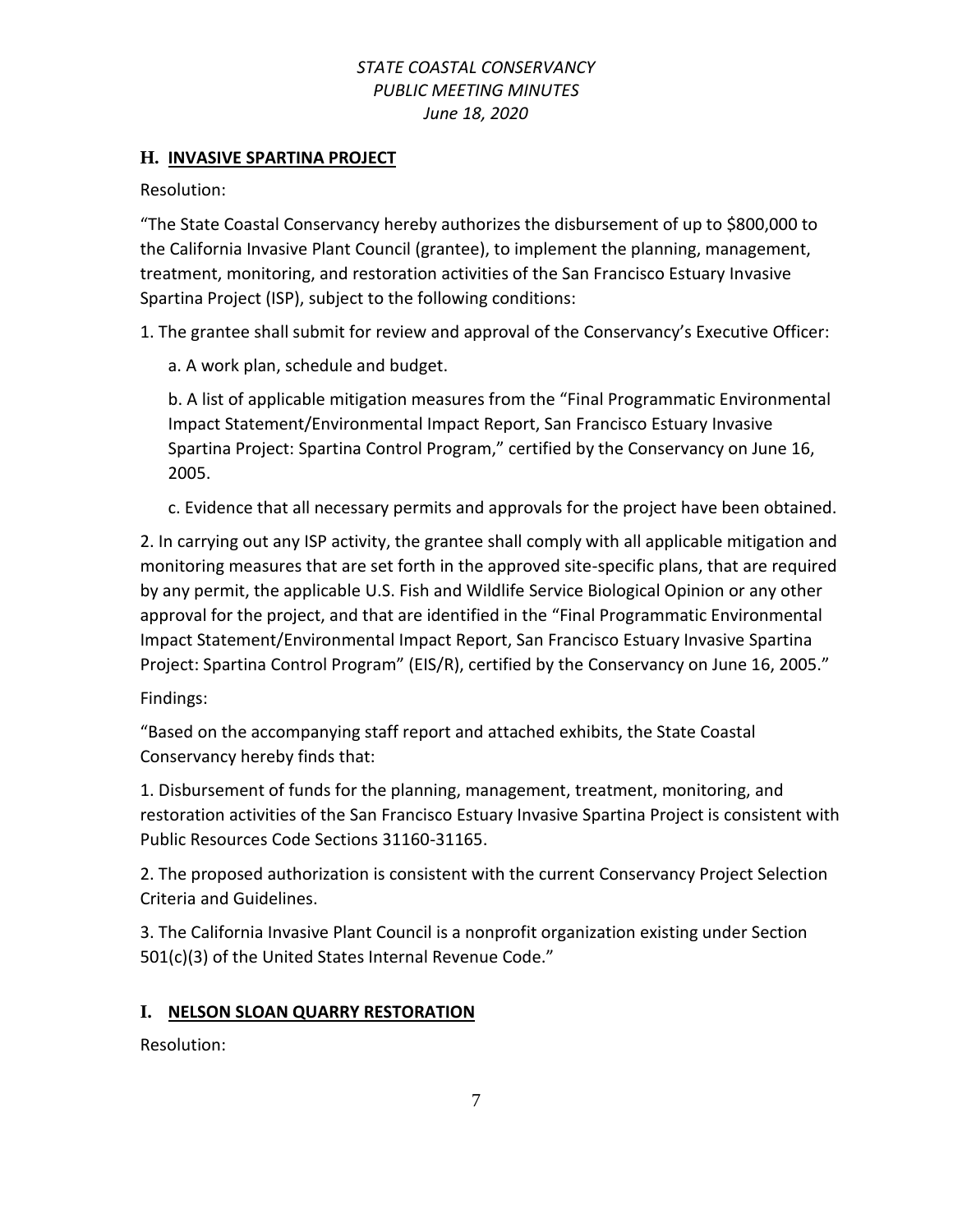## H. INVASIVE SPARTINA PROJECT

Resolution:

"The State Coastal Conservancy hereby authorizes the disbursement of up to $800,000 to the California Invasive Plant Council (grantee), to implement the planning, management, treatment, monitoring, and restoration activities of the San Francisco Estuary Invasive Spartina Project (ISP), subject to the following conditions:

1. The grantee shall submit for review and approval of the Conservancy's Executive Officer:

    a. A work plan, schedule and budget.

    b. A list of applicable mitigation measures from the "Final Programmatic Environmental Impact Statement/Environmental Impact Report, San Francisco Estuary Invasive Spartina Project: Spartina Control Program," certified by the Conservancy on June 16, 2005.

    c. Evidence that all necessary permits and approvals for the project have been obtained.

2. In carrying out any ISP activity, the grantee shall comply with all applicable mitigation and monitoring measures that are set forth in the approved site-specific plans, that are required by any permit, the applicable U.S. Fish and Wildlife Service Biological Opinion or any other approval for the project, and that are identified in the "Final Programmatic Environmental Impact Statement/Environmental Impact Report, San Francisco Estuary Invasive Spartina Project: Spartina Control Program" (EIS/R), certified by the Conservancy on June 16, 2005."

Findings:

"Based on the accompanying staff report and attached exhibits, the State Coastal Conservancy hereby finds that:

1. Disbursement of funds for the planning, management, treatment, monitoring, and restoration activities of the San Francisco Estuary Invasive Spartina Project is consistent with Public Resources Code Sections 31160-31165.

2. The proposed authorization is consistent with the current Conservancy Project Selection Criteria and Guidelines.

3. The California Invasive Plant Council is a nonprofit organization existing under Section 501(c)(3) of the United States Internal Revenue Code."

## I. NELSON SLOAN QUARRY RESTORATION

Resolution: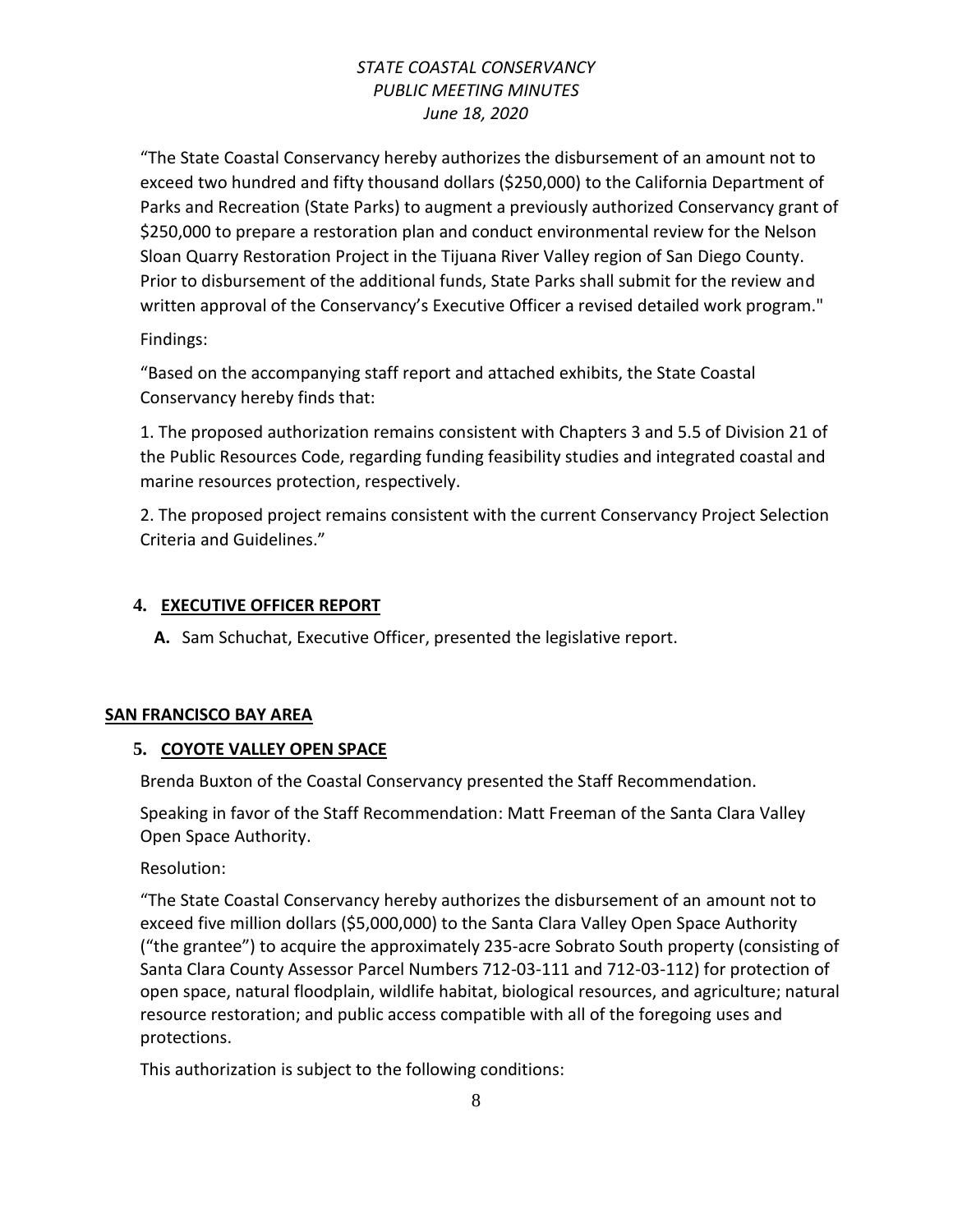"The State Coastal Conservancy hereby authorizes the disbursement of an amount not to exceed two hundred and fifty thousand dollars ($250,000) to the California Department of Parks and Recreation (State Parks) to augment a previously authorized Conservancy grant of $250,000 to prepare a restoration plan and conduct environmental review for the Nelson Sloan Quarry Restoration Project in the Tijuana River Valley region of San Diego County. Prior to disbursement of the additional funds, State Parks shall submit for the review and written approval of the Conservancy's Executive Officer a revised detailed work program."

Findings:

"Based on the accompanying staff report and attached exhibits, the State Coastal Conservancy hereby finds that:

1. The proposed authorization remains consistent with Chapters 3 and 5.5 of Division 21 of the Public Resources Code, regarding funding feasibility studies and integrated coastal and marine resources protection, respectively.

2. The proposed project remains consistent with the current Conservancy Project Selection Criteria and Guidelines."

## 4. EXECUTIVE OFFICER REPORT

**A.** Sam Schuchat, Executive Officer, presented the legislative report.

## SAN FRANCISCO BAY AREA

## 5. COYOTE VALLEY OPEN SPACE

Brenda Buxton of the Coastal Conservancy presented the Staff Recommendation.

Speaking in favor of the Staff Recommendation: Matt Freeman of the Santa Clara Valley Open Space Authority.

Resolution:

"The State Coastal Conservancy hereby authorizes the disbursement of an amount not to exceed five million dollars ($5,000,000) to the Santa Clara Valley Open Space Authority ("the grantee") to acquire the approximately 235-acre Sobrato South property (consisting of Santa Clara County Assessor Parcel Numbers 712-03-111 and 712-03-112) for protection of open space, natural floodplain, wildlife habitat, biological resources, and agriculture; natural resource restoration; and public access compatible with all of the foregoing uses and protections.

This authorization is subject to the following conditions: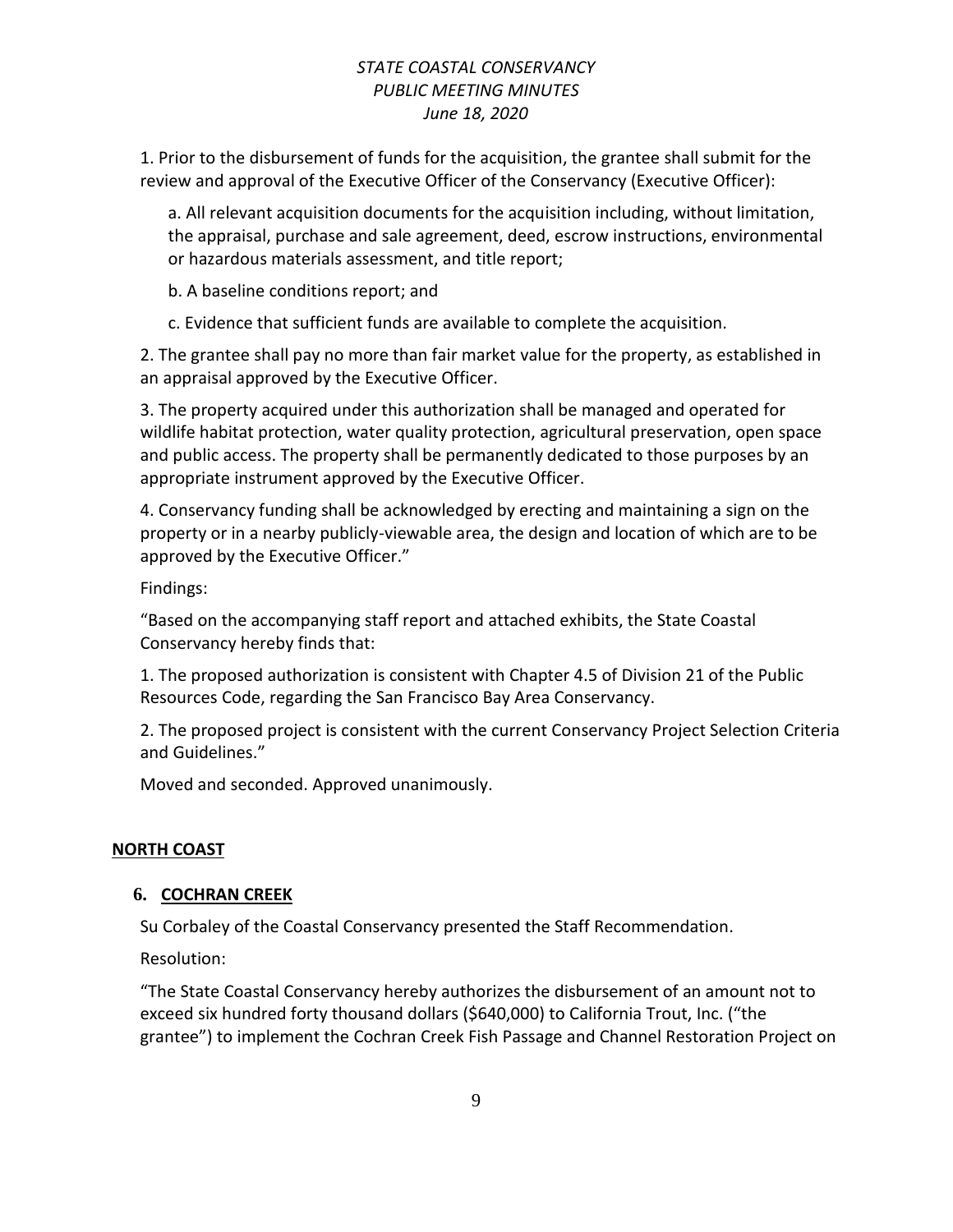1. Prior to the disbursement of funds for the acquisition, the grantee shall submit for the review and approval of the Executive Officer of the Conservancy (Executive Officer):

   a. All relevant acquisition documents for the acquisition including, without limitation, the appraisal, purchase and sale agreement, deed, escrow instructions, environmental or hazardous materials assessment, and title report;

   b. A baseline conditions report; and

   c. Evidence that sufficient funds are available to complete the acquisition.

2. The grantee shall pay no more than fair market value for the property, as established in an appraisal approved by the Executive Officer.

3. The property acquired under this authorization shall be managed and operated for wildlife habitat protection, water quality protection, agricultural preservation, open space and public access. The property shall be permanently dedicated to those purposes by an appropriate instrument approved by the Executive Officer.

4. Conservancy funding shall be acknowledged by erecting and maintaining a sign on the property or in a nearby publicly-viewable area, the design and location of which are to be approved by the Executive Officer."

Findings:

"Based on the accompanying staff report and attached exhibits, the State Coastal Conservancy hereby finds that:

1. The proposed authorization is consistent with Chapter 4.5 of Division 21 of the Public Resources Code, regarding the San Francisco Bay Area Conservancy.

2. The proposed project is consistent with the current Conservancy Project Selection Criteria and Guidelines."

Moved and seconded. Approved unanimously.

## NORTH COAST

### 6. COCHRAN CREEK

Su Corbaley of the Coastal Conservancy presented the Staff Recommendation.

Resolution:

"The State Coastal Conservancy hereby authorizes the disbursement of an amount not to exceed six hundred forty thousand dollars ($640,000) to California Trout, Inc. ("the grantee") to implement the Cochran Creek Fish Passage and Channel Restoration Project on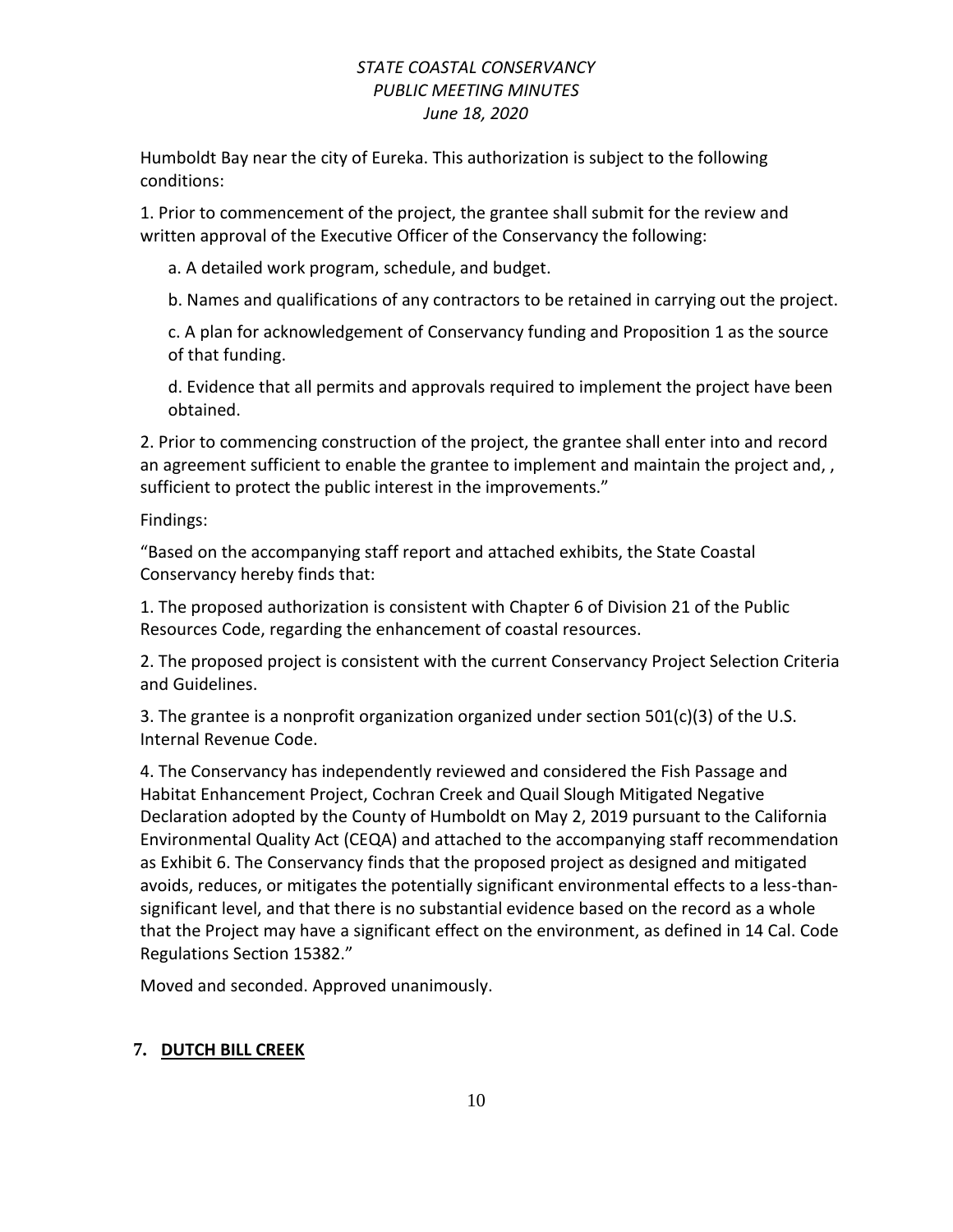Humboldt Bay near the city of Eureka. This authorization is subject to the following conditions:

1. Prior to commencement of the project, the grantee shall submit for the review and written approval of the Executive Officer of the Conservancy the following:

   a. A detailed work program, schedule, and budget.

   b. Names and qualifications of any contractors to be retained in carrying out the project.

   c. A plan for acknowledgement of Conservancy funding and Proposition 1 as the source of that funding.

   d. Evidence that all permits and approvals required to implement the project have been obtained.

2. Prior to commencing construction of the project, the grantee shall enter into and record an agreement sufficient to enable the grantee to implement and maintain the project and, , sufficient to protect the public interest in the improvements."

Findings:

"Based on the accompanying staff report and attached exhibits, the State Coastal Conservancy hereby finds that:

1. The proposed authorization is consistent with Chapter 6 of Division 21 of the Public Resources Code, regarding the enhancement of coastal resources.

2. The proposed project is consistent with the current Conservancy Project Selection Criteria and Guidelines.

3. The grantee is a nonprofit organization organized under section 501(c)(3) of the U.S. Internal Revenue Code.

4. The Conservancy has independently reviewed and considered the Fish Passage and Habitat Enhancement Project, Cochran Creek and Quail Slough Mitigated Negative Declaration adopted by the County of Humboldt on May 2, 2019 pursuant to the California Environmental Quality Act (CEQA) and attached to the accompanying staff recommendation as Exhibit 6. The Conservancy finds that the proposed project as designed and mitigated avoids, reduces, or mitigates the potentially significant environmental effects to a less-than-significant level, and that there is no substantial evidence based on the record as a whole that the Project may have a significant effect on the environment, as defined in 14 Cal. Code Regulations Section 15382."

Moved and seconded. Approved unanimously.

## 7. **DUTCH BILL CREEK**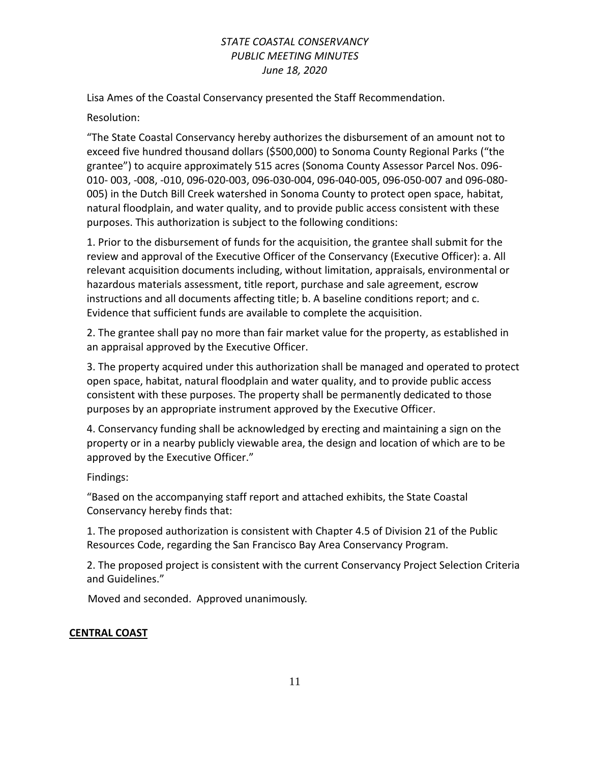Lisa Ames of the Coastal Conservancy presented the Staff Recommendation.

Resolution:

"The State Coastal Conservancy hereby authorizes the disbursement of an amount not to exceed five hundred thousand dollars ($500,000) to Sonoma County Regional Parks ("the grantee") to acquire approximately 515 acres (Sonoma County Assessor Parcel Nos. 096-010- 003, -008, -010, 096-020-003, 096-030-004, 096-040-005, 096-050-007 and 096-080-005) in the Dutch Bill Creek watershed in Sonoma County to protect open space, habitat, natural floodplain, and water quality, and to provide public access consistent with these purposes. This authorization is subject to the following conditions:

1. Prior to the disbursement of funds for the acquisition, the grantee shall submit for the review and approval of the Executive Officer of the Conservancy (Executive Officer): a. All relevant acquisition documents including, without limitation, appraisals, environmental or hazardous materials assessment, title report, purchase and sale agreement, escrow instructions and all documents affecting title; b. A baseline conditions report; and c. Evidence that sufficient funds are available to complete the acquisition.

2. The grantee shall pay no more than fair market value for the property, as established in an appraisal approved by the Executive Officer.

3. The property acquired under this authorization shall be managed and operated to protect open space, habitat, natural floodplain and water quality, and to provide public access consistent with these purposes. The property shall be permanently dedicated to those purposes by an appropriate instrument approved by the Executive Officer.

4. Conservancy funding shall be acknowledged by erecting and maintaining a sign on the property or in a nearby publicly viewable area, the design and location of which are to be approved by the Executive Officer."

Findings:

"Based on the accompanying staff report and attached exhibits, the State Coastal Conservancy hereby finds that:

1. The proposed authorization is consistent with Chapter 4.5 of Division 21 of the Public Resources Code, regarding the San Francisco Bay Area Conservancy Program.

2. The proposed project is consistent with the current Conservancy Project Selection Criteria and Guidelines."

Moved and seconded. Approved unanimously.

**CENTRAL COAST**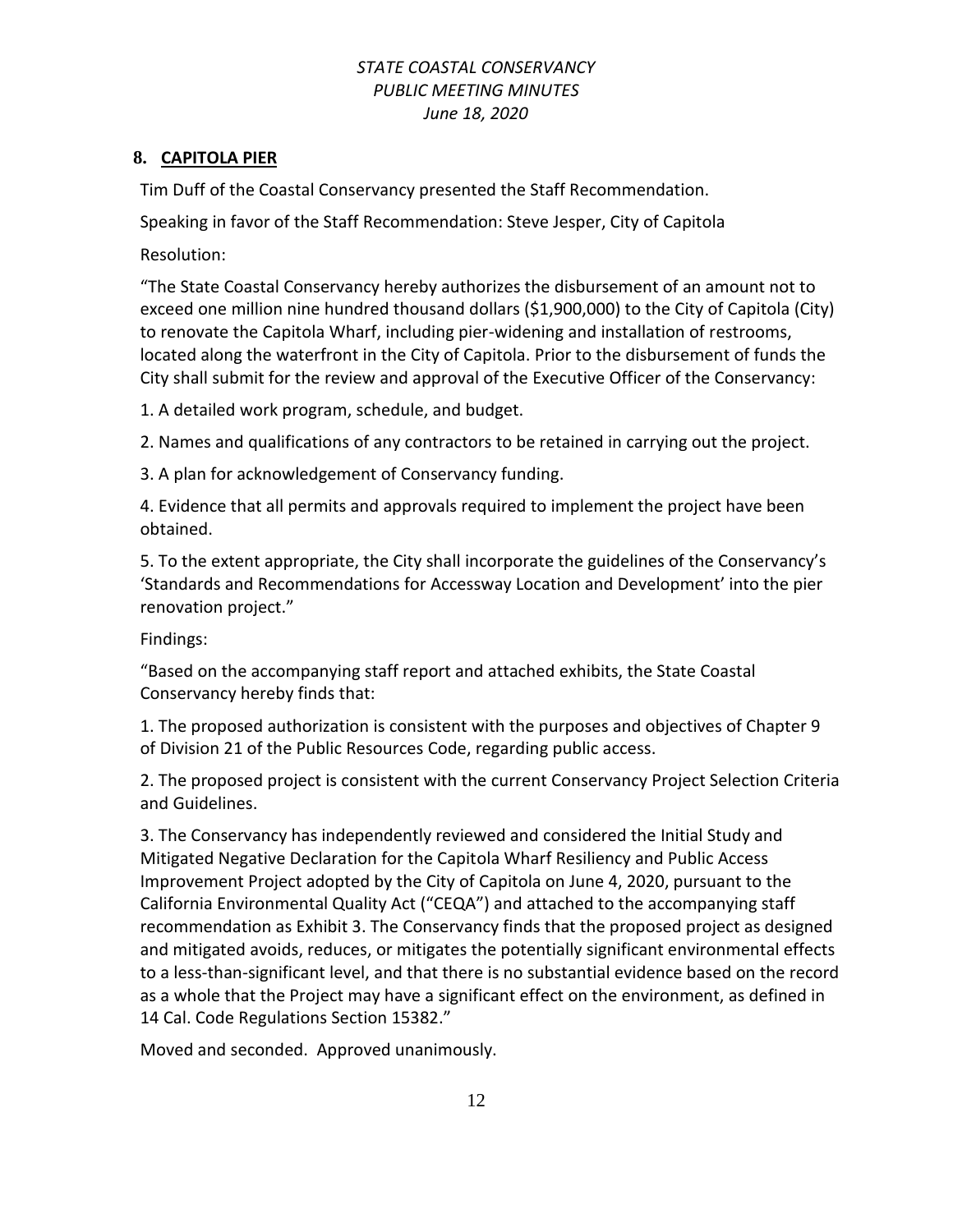## 8. CAPITOLA PIER

Tim Duff of the Coastal Conservancy presented the Staff Recommendation.

Speaking in favor of the Staff Recommendation: Steve Jesper, City of Capitola

Resolution:

"The State Coastal Conservancy hereby authorizes the disbursement of an amount not to exceed one million nine hundred thousand dollars ($1,900,000) to the City of Capitola (City) to renovate the Capitola Wharf, including pier-widening and installation of restrooms, located along the waterfront in the City of Capitola. Prior to the disbursement of funds the City shall submit for the review and approval of the Executive Officer of the Conservancy:

1. A detailed work program, schedule, and budget.

2. Names and qualifications of any contractors to be retained in carrying out the project.

3. A plan for acknowledgement of Conservancy funding.

4. Evidence that all permits and approvals required to implement the project have been obtained.

5. To the extent appropriate, the City shall incorporate the guidelines of the Conservancy's 'Standards and Recommendations for Accessway Location and Development' into the pier renovation project."

Findings:

"Based on the accompanying staff report and attached exhibits, the State Coastal Conservancy hereby finds that:

1. The proposed authorization is consistent with the purposes and objectives of Chapter 9 of Division 21 of the Public Resources Code, regarding public access.

2. The proposed project is consistent with the current Conservancy Project Selection Criteria and Guidelines.

3. The Conservancy has independently reviewed and considered the Initial Study and Mitigated Negative Declaration for the Capitola Wharf Resiliency and Public Access Improvement Project adopted by the City of Capitola on June 4, 2020, pursuant to the California Environmental Quality Act ("CEQA") and attached to the accompanying staff recommendation as Exhibit 3. The Conservancy finds that the proposed project as designed and mitigated avoids, reduces, or mitigates the potentially significant environmental effects to a less-than-significant level, and that there is no substantial evidence based on the record as a whole that the Project may have a significant effect on the environment, as defined in 14 Cal. Code Regulations Section 15382."

Moved and seconded. Approved unanimously.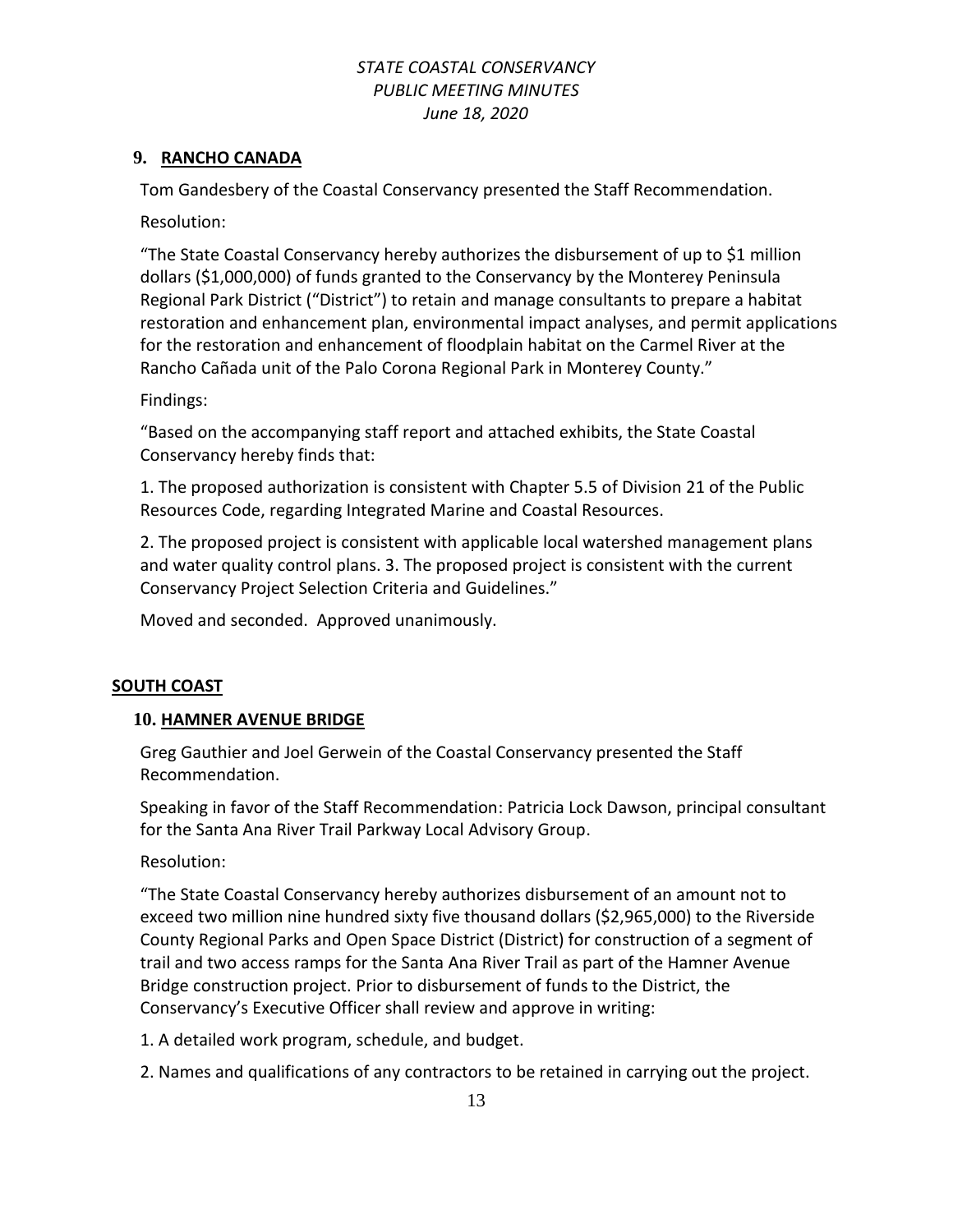## 9. RANCHO CANADA

Tom Gandesbery of the Coastal Conservancy presented the Staff Recommendation.

Resolution:

"The State Coastal Conservancy hereby authorizes the disbursement of up to $1 million dollars ($1,000,000) of funds granted to the Conservancy by the Monterey Peninsula Regional Park District ("District") to retain and manage consultants to prepare a habitat restoration and enhancement plan, environmental impact analyses, and permit applications for the restoration and enhancement of floodplain habitat on the Carmel River at the Rancho Cañada unit of the Palo Corona Regional Park in Monterey County."

Findings:

"Based on the accompanying staff report and attached exhibits, the State Coastal Conservancy hereby finds that:

1. The proposed authorization is consistent with Chapter 5.5 of Division 21 of the Public Resources Code, regarding Integrated Marine and Coastal Resources.

2. The proposed project is consistent with applicable local watershed management plans and water quality control plans. 3. The proposed project is consistent with the current Conservancy Project Selection Criteria and Guidelines."

Moved and seconded. Approved unanimously.

## SOUTH COAST

## 10. HAMNER AVENUE BRIDGE

Greg Gauthier and Joel Gerwein of the Coastal Conservancy presented the Staff Recommendation.

Speaking in favor of the Staff Recommendation: Patricia Lock Dawson, principal consultant for the Santa Ana River Trail Parkway Local Advisory Group.

Resolution:

"The State Coastal Conservancy hereby authorizes disbursement of an amount not to exceed two million nine hundred sixty five thousand dollars ($2,965,000) to the Riverside County Regional Parks and Open Space District (District) for construction of a segment of trail and two access ramps for the Santa Ana River Trail as part of the Hamner Avenue Bridge construction project. Prior to disbursement of funds to the District, the Conservancy's Executive Officer shall review and approve in writing:

1. A detailed work program, schedule, and budget.

2. Names and qualifications of any contractors to be retained in carrying out the project.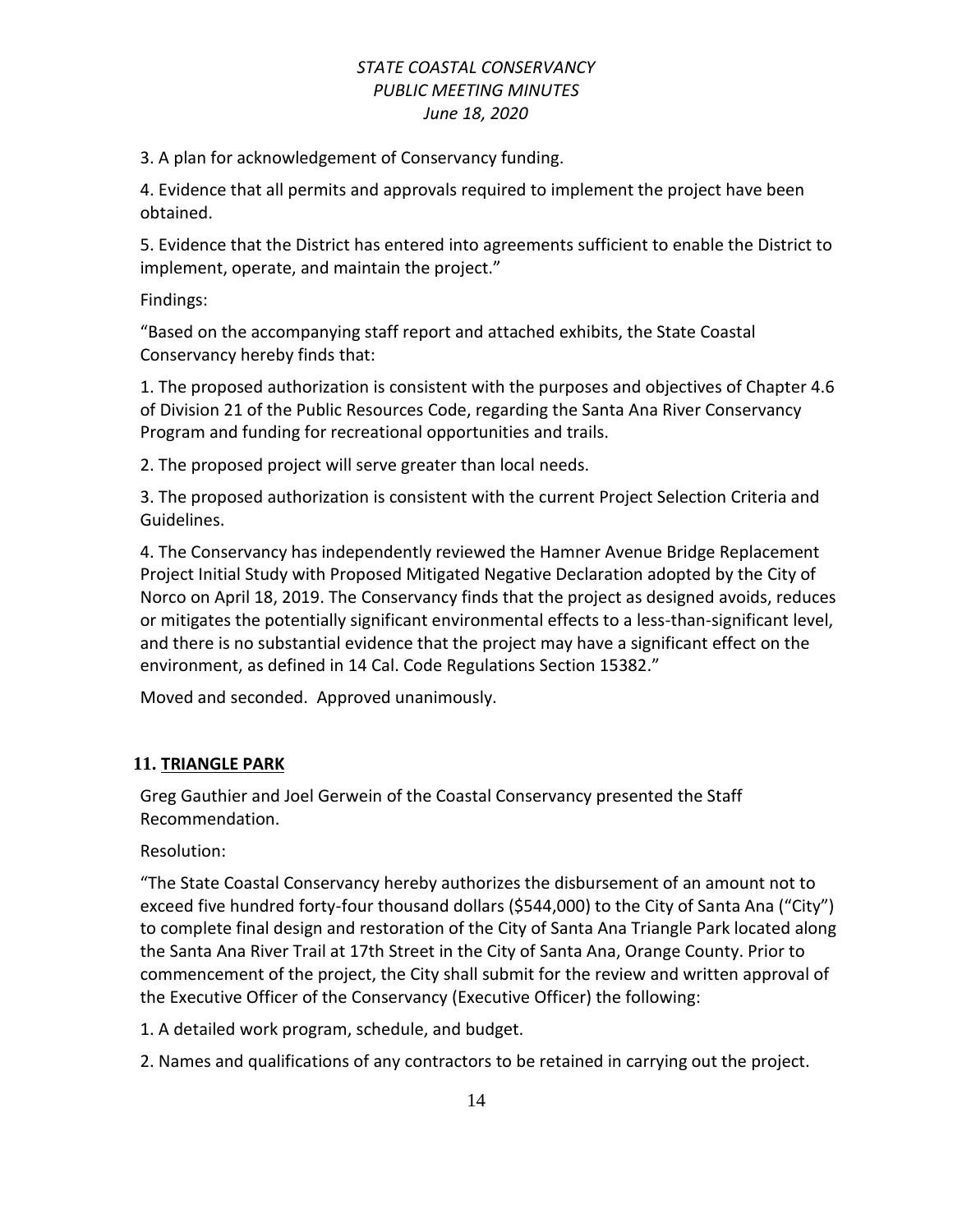3. A plan for acknowledgement of Conservancy funding.

4. Evidence that all permits and approvals required to implement the project have been obtained.

5. Evidence that the District has entered into agreements sufficient to enable the District to implement, operate, and maintain the project."

Findings:

"Based on the accompanying staff report and attached exhibits, the State Coastal Conservancy hereby finds that:

1. The proposed authorization is consistent with the purposes and objectives of Chapter 4.6 of Division 21 of the Public Resources Code, regarding the Santa Ana River Conservancy Program and funding for recreational opportunities and trails.

2. The proposed project will serve greater than local needs.

3. The proposed authorization is consistent with the current Project Selection Criteria and Guidelines.

4. The Conservancy has independently reviewed the Hamner Avenue Bridge Replacement Project Initial Study with Proposed Mitigated Negative Declaration adopted by the City of Norco on April 18, 2019. The Conservancy finds that the project as designed avoids, reduces or mitigates the potentially significant environmental effects to a less-than-significant level, and there is no substantial evidence that the project may have a significant effect on the environment, as defined in 14 Cal. Code Regulations Section 15382."

Moved and seconded. Approved unanimously.

## 11. TRIANGLE PARK

Greg Gauthier and Joel Gerwein of the Coastal Conservancy presented the Staff Recommendation.

Resolution:

"The State Coastal Conservancy hereby authorizes the disbursement of an amount not to exceed five hundred forty-four thousand dollars ($544,000) to the City of Santa Ana ("City") to complete final design and restoration of the City of Santa Ana Triangle Park located along the Santa Ana River Trail at 17th Street in the City of Santa Ana, Orange County. Prior to commencement of the project, the City shall submit for the review and written approval of the Executive Officer of the Conservancy (Executive Officer) the following:

1. A detailed work program, schedule, and budget.

2. Names and qualifications of any contractors to be retained in carrying out the project.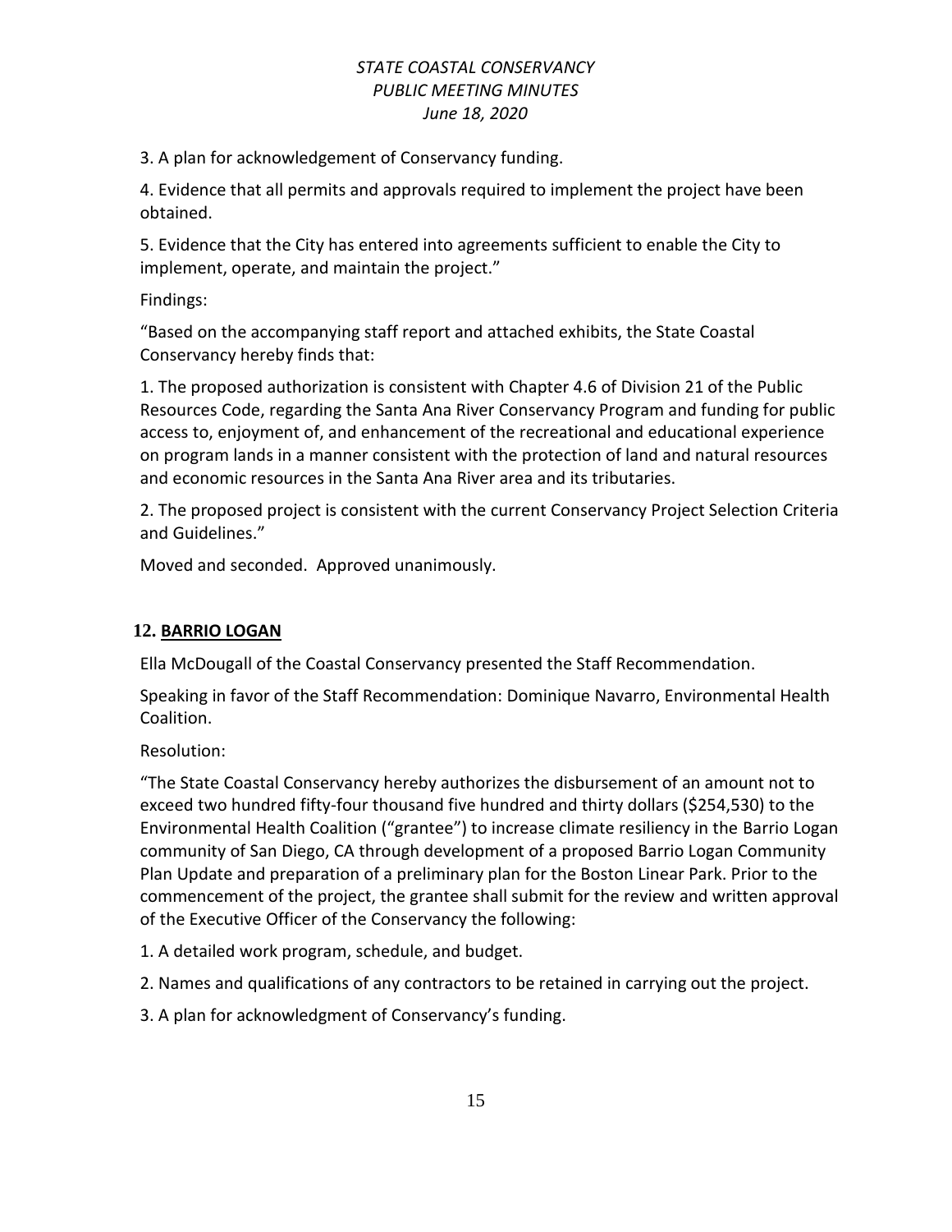3. A plan for acknowledgement of Conservancy funding.

4. Evidence that all permits and approvals required to implement the project have been obtained.

5. Evidence that the City has entered into agreements sufficient to enable the City to implement, operate, and maintain the project."

Findings:

"Based on the accompanying staff report and attached exhibits, the State Coastal Conservancy hereby finds that:

1. The proposed authorization is consistent with Chapter 4.6 of Division 21 of the Public Resources Code, regarding the Santa Ana River Conservancy Program and funding for public access to, enjoyment of, and enhancement of the recreational and educational experience on program lands in a manner consistent with the protection of land and natural resources and economic resources in the Santa Ana River area and its tributaries.

2. The proposed project is consistent with the current Conservancy Project Selection Criteria and Guidelines."

Moved and seconded. Approved unanimously.

## 12. BARRIO LOGAN

Ella McDougall of the Coastal Conservancy presented the Staff Recommendation.

Speaking in favor of the Staff Recommendation: Dominique Navarro, Environmental Health Coalition.

Resolution:

"The State Coastal Conservancy hereby authorizes the disbursement of an amount not to exceed two hundred fifty-four thousand five hundred and thirty dollars ($254,530) to the Environmental Health Coalition ("grantee") to increase climate resiliency in the Barrio Logan community of San Diego, CA through development of a proposed Barrio Logan Community Plan Update and preparation of a preliminary plan for the Boston Linear Park. Prior to the commencement of the project, the grantee shall submit for the review and written approval of the Executive Officer of the Conservancy the following:

1. A detailed work program, schedule, and budget.

2. Names and qualifications of any contractors to be retained in carrying out the project.

3. A plan for acknowledgment of Conservancy's funding.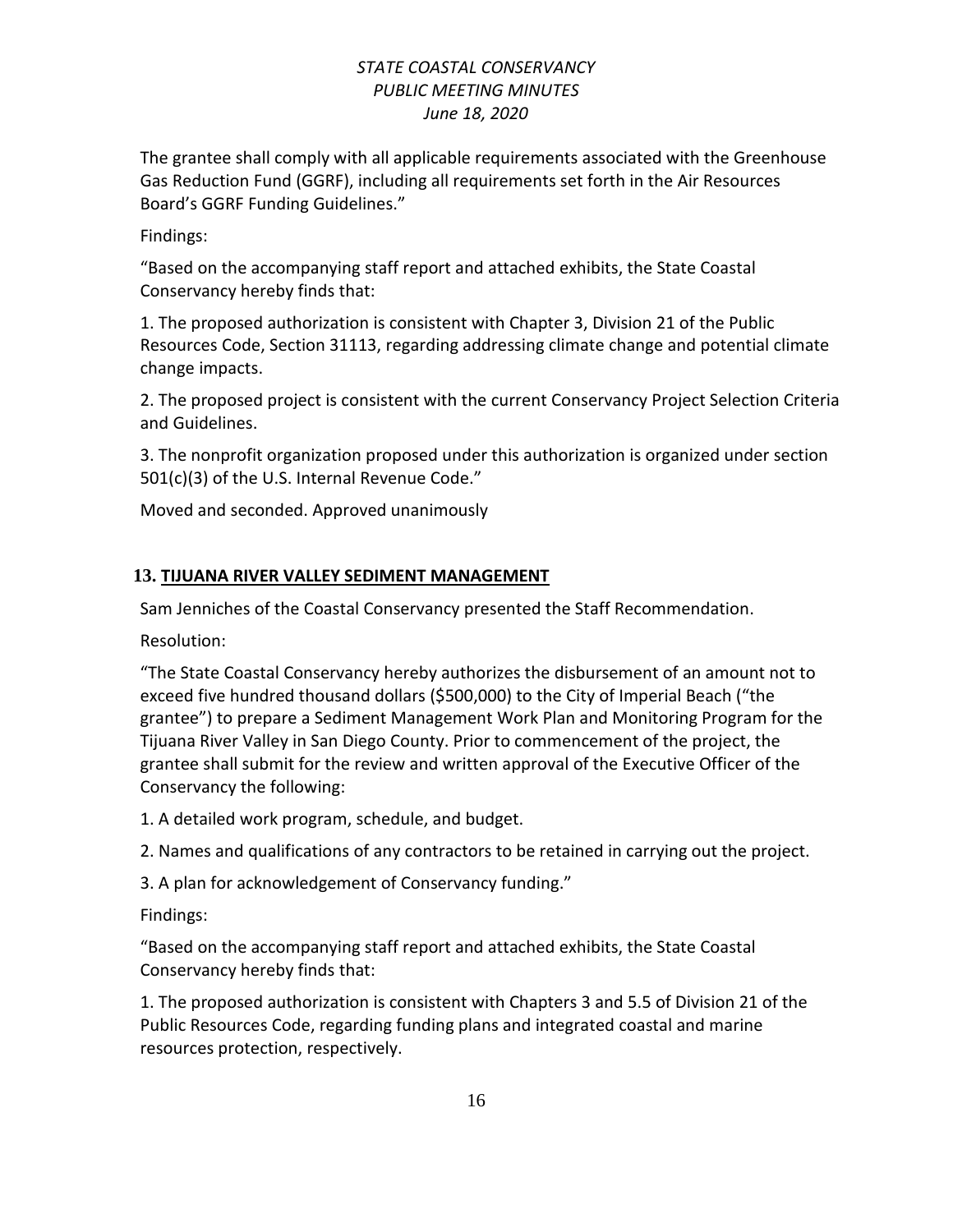The grantee shall comply with all applicable requirements associated with the Greenhouse Gas Reduction Fund (GGRF), including all requirements set forth in the Air Resources Board's GGRF Funding Guidelines."

Findings:

"Based on the accompanying staff report and attached exhibits, the State Coastal Conservancy hereby finds that:

1. The proposed authorization is consistent with Chapter 3, Division 21 of the Public Resources Code, Section 31113, regarding addressing climate change and potential climate change impacts.

2. The proposed project is consistent with the current Conservancy Project Selection Criteria and Guidelines.

3. The nonprofit organization proposed under this authorization is organized under section 501(c)(3) of the U.S. Internal Revenue Code."

Moved and seconded. Approved unanimously

## 13. TIJUANA RIVER VALLEY SEDIMENT MANAGEMENT

Sam Jenniches of the Coastal Conservancy presented the Staff Recommendation.

Resolution:

"The State Coastal Conservancy hereby authorizes the disbursement of an amount not to exceed five hundred thousand dollars ($500,000) to the City of Imperial Beach ("the grantee") to prepare a Sediment Management Work Plan and Monitoring Program for the Tijuana River Valley in San Diego County. Prior to commencement of the project, the grantee shall submit for the review and written approval of the Executive Officer of the Conservancy the following:

1. A detailed work program, schedule, and budget.

2. Names and qualifications of any contractors to be retained in carrying out the project.

3. A plan for acknowledgement of Conservancy funding."

Findings:

"Based on the accompanying staff report and attached exhibits, the State Coastal Conservancy hereby finds that:

1. The proposed authorization is consistent with Chapters 3 and 5.5 of Division 21 of the Public Resources Code, regarding funding plans and integrated coastal and marine resources protection, respectively.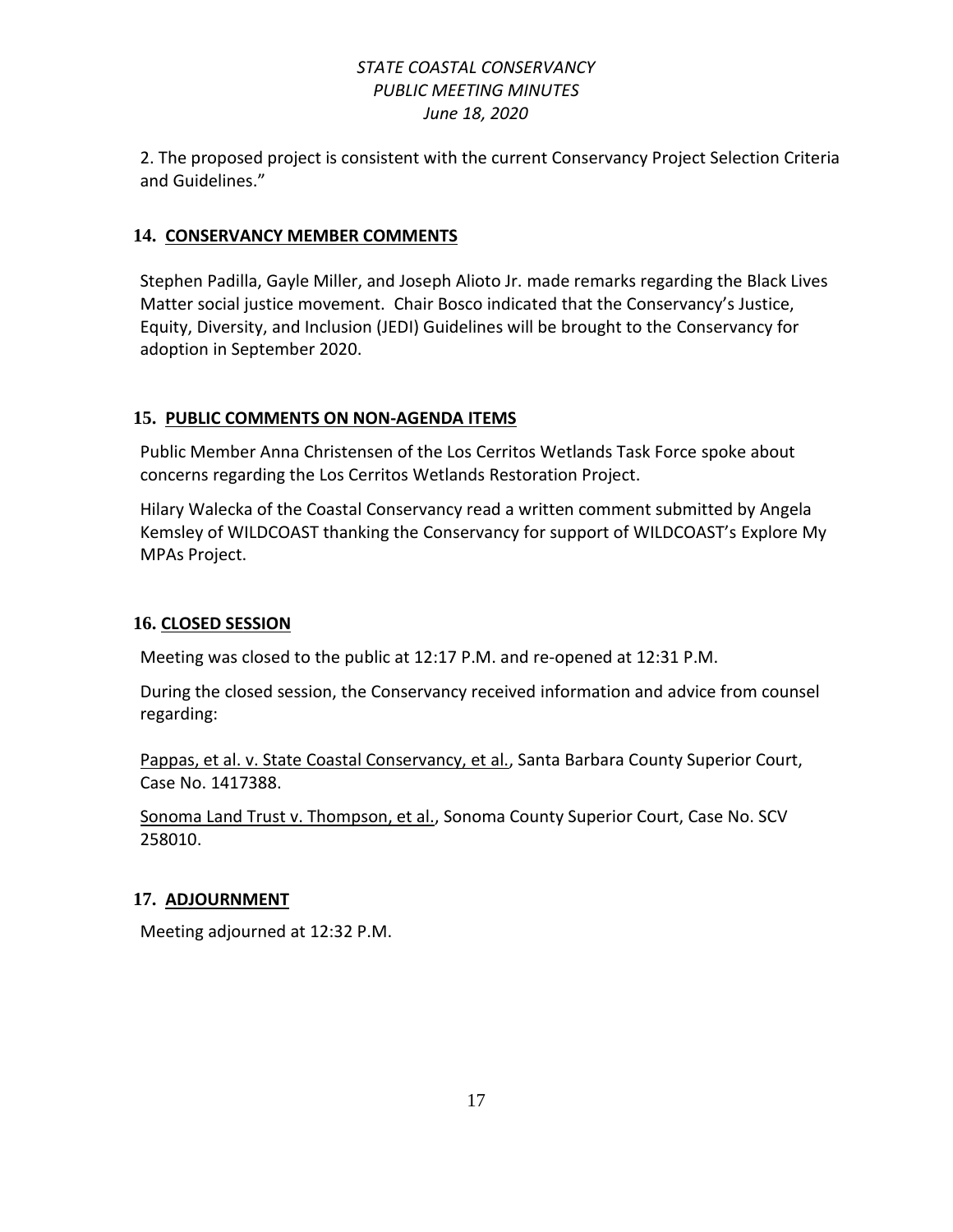2. The proposed project is consistent with the current Conservancy Project Selection Criteria and Guidelines."

## 14. CONSERVANCY MEMBER COMMENTS

Stephen Padilla, Gayle Miller, and Joseph Alioto Jr. made remarks regarding the Black Lives Matter social justice movement. Chair Bosco indicated that the Conservancy's Justice, Equity, Diversity, and Inclusion (JEDI) Guidelines will be brought to the Conservancy for adoption in September 2020.

## 15. PUBLIC COMMENTS ON NON-AGENDA ITEMS

Public Member Anna Christensen of the Los Cerritos Wetlands Task Force spoke about concerns regarding the Los Cerritos Wetlands Restoration Project.

Hilary Walecka of the Coastal Conservancy read a written comment submitted by Angela Kemsley of WILDCOAST thanking the Conservancy for support of WILDCOAST's Explore My MPAs Project.

## 16. CLOSED SESSION

Meeting was closed to the public at 12:17 P.M. and re-opened at 12:31 P.M.

During the closed session, the Conservancy received information and advice from counsel regarding:

Pappas, et al. v. State Coastal Conservancy, et al., Santa Barbara County Superior Court, Case No. 1417388.

Sonoma Land Trust v. Thompson, et al., Sonoma County Superior Court, Case No. SCV 258010.

## 17. ADJOURNMENT

Meeting adjourned at 12:32 P.M.